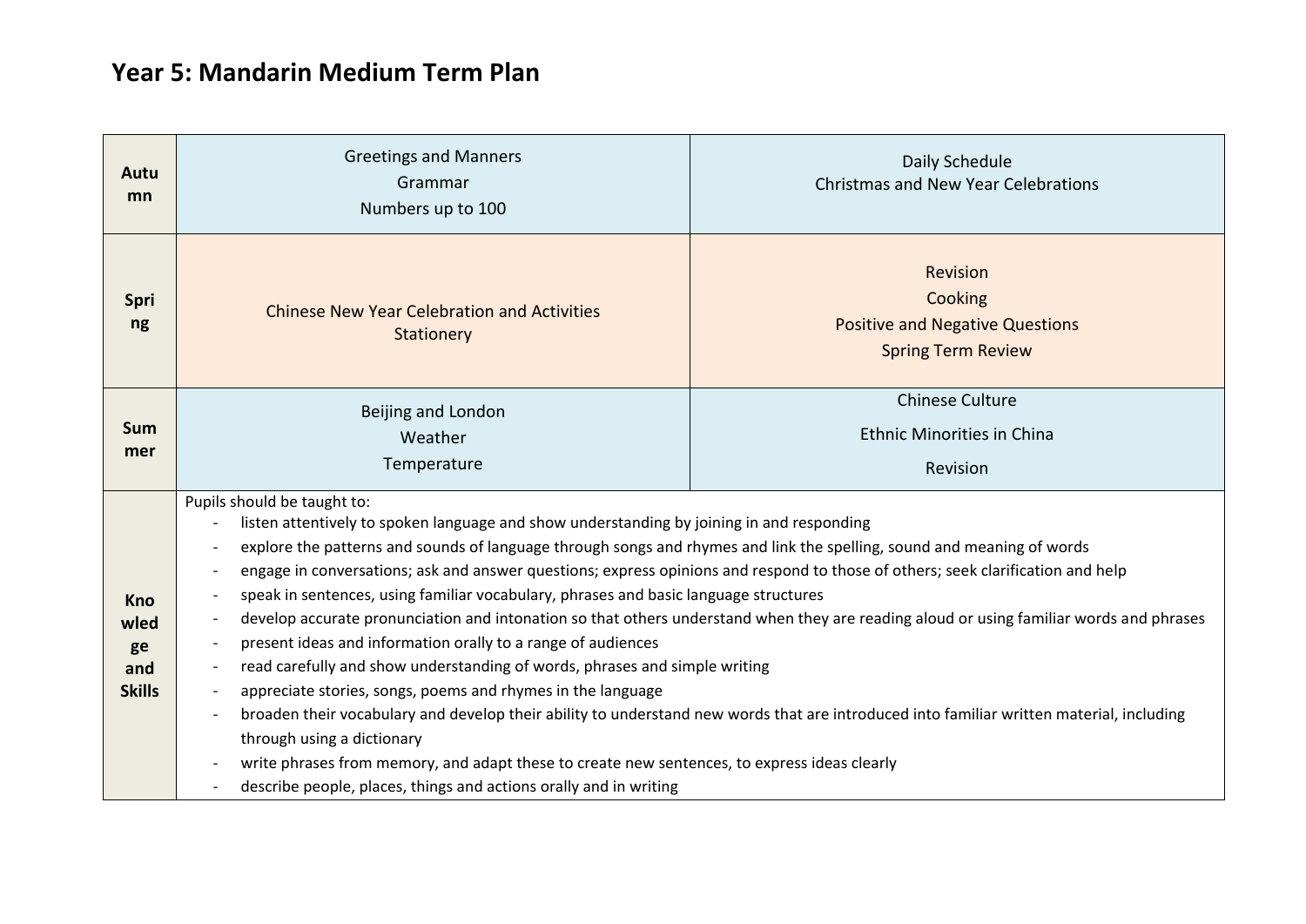# Year 5: Mandarin Medium Term Plan

| | | |
|---|---|---|
| **Autumn** | Greetings and Manners<br>Grammar<br>Numbers up to 100 | Daily Schedule<br>Christmas and New Year Celebrations |
| **Spring** | Chinese New Year Celebration and Activities<br>Stationery | Revision<br>Cooking<br>Positive and Negative Questions<br>Spring Term Review |
| **Summer** | Beijing and London<br>Weather<br>Temperature | Chinese Culture<br>Ethnic Minorities in China<br>Revision |
| **Knowledge and Skills** | Pupils should be taught to:<br>- listen attentively to spoken language and show understanding by joining in and responding<br>- explore the patterns and sounds of language through songs and rhymes and link the spelling, sound and meaning of words<br>- engage in conversations; ask and answer questions; express opinions and respond to those of others; seek clarification and help<br>- speak in sentences, using familiar vocabulary, phrases and basic language structures<br>- develop accurate pronunciation and intonation so that others understand when they are reading aloud or using familiar words and phrases<br>- present ideas and information orally to a range of audiences<br>- read carefully and show understanding of words, phrases and simple writing<br>- appreciate stories, songs, poems and rhymes in the language<br>- broaden their vocabulary and develop their ability to understand new words that are introduced into familiar written material, including through using a dictionary<br>- write phrases from memory, and adapt these to create new sentences, to express ideas clearly<br>- describe people, places, things and actions orally and in writing | |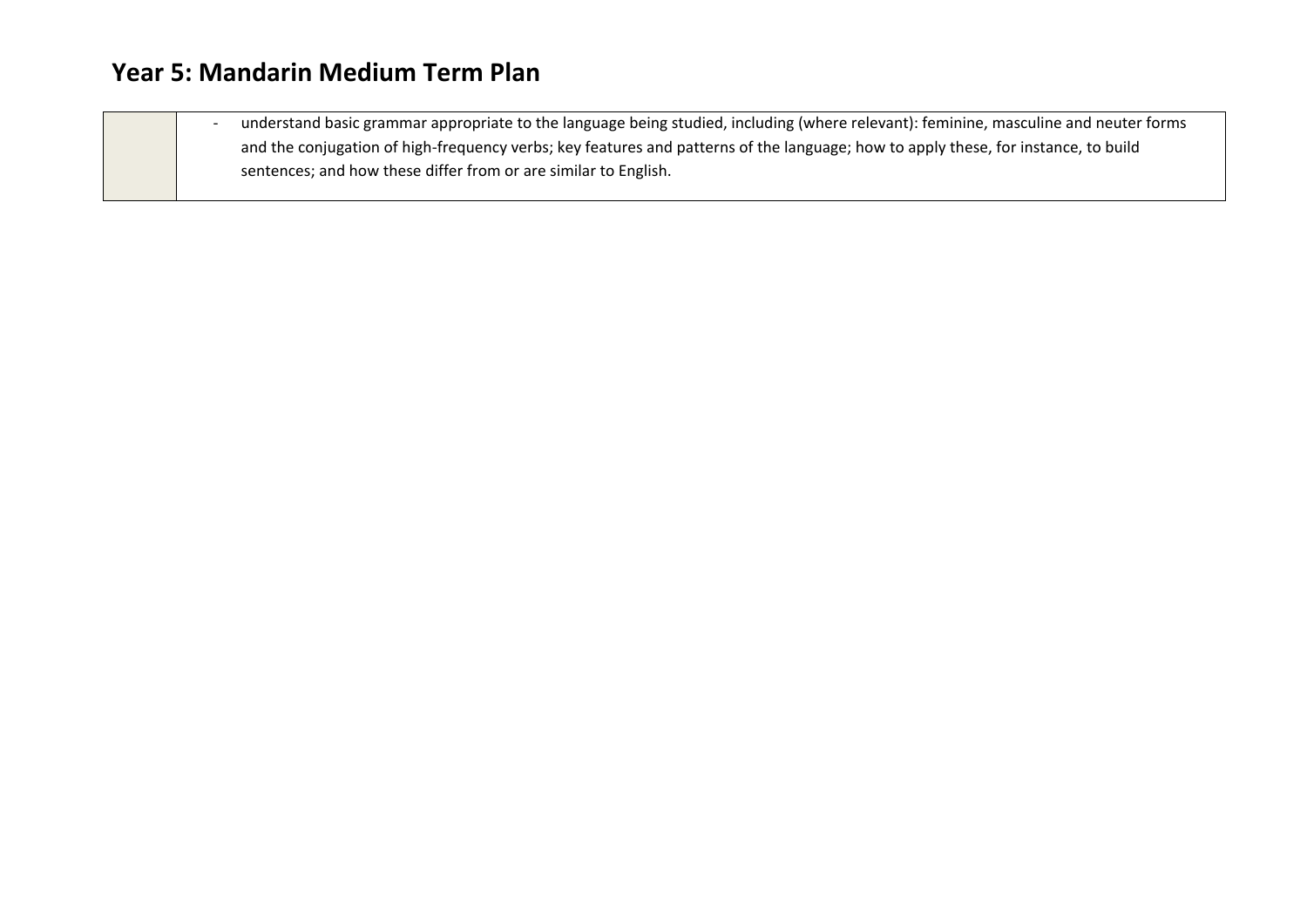# Year 5: Mandarin Medium Term Plan

| | |
|---|---|
| | - understand basic grammar appropriate to the language being studied, including (where relevant): feminine, masculine and neuter forms and the conjugation of high-frequency verbs; key features and patterns of the language; how to apply these, for instance, to build sentences; and how these differ from or are similar to English. |